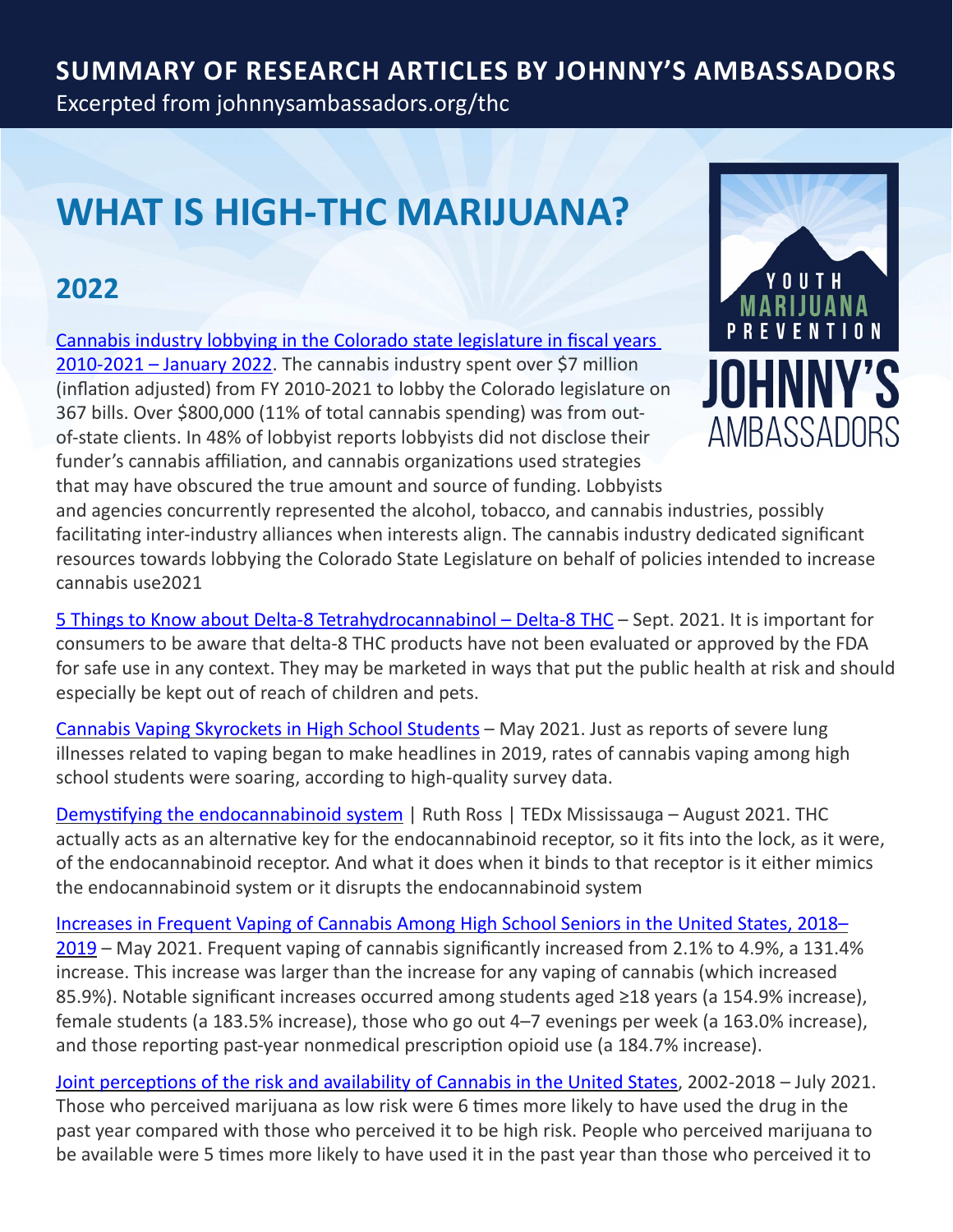# SUMMARY OF RESEARCH ARTICLES BY JOHNNY'S AMBASSADORS

Excerpted from johnnysambassadors.org/thc

# WHAT IS HIGH-THC MARIJUANA?

## 2022

Cannabis industry lobbying in the Colorado state legislature in fiscal years 2010-2021 – January 2022. The cannabis industry spent over $7 million (inflation adjusted) from FY 2010-2021 to lobby the Colorado legislature on 367 bills. Over $800,000 (11% of total cannabis spending) was from out-of-state clients. In 48% of lobbyist reports lobbyists did not disclose their funder's cannabis affiliation, and cannabis organizations used strategies that may have obscured the true amount and source of funding. Lobbyists and agencies concurrently represented the alcohol, tobacco, and cannabis industries, possibly facilitating inter-industry alliances when interests align. The cannabis industry dedicated significant resources towards lobbying the Colorado State Legislature on behalf of policies intended to increase cannabis use2021

5 Things to Know about Delta-8 Tetrahydrocannabinol – Delta-8 THC – Sept. 2021. It is important for consumers to be aware that delta-8 THC products have not been evaluated or approved by the FDA for safe use in any context. They may be marketed in ways that put the public health at risk and should especially be kept out of reach of children and pets.

Cannabis Vaping Skyrockets in High School Students – May 2021. Just as reports of severe lung illnesses related to vaping began to make headlines in 2019, rates of cannabis vaping among high school students were soaring, according to high-quality survey data.

Demystifying the endocannabinoid system | Ruth Ross | TEDx Mississauga – August 2021. THC actually acts as an alternative key for the endocannabinoid receptor, so it fits into the lock, as it were, of the endocannabinoid receptor. And what it does when it binds to that receptor is it either mimics the endocannabinoid system or it disrupts the endocannabinoid system

Increases in Frequent Vaping of Cannabis Among High School Seniors in the United States, 2018–2019 – May 2021. Frequent vaping of cannabis significantly increased from 2.1% to 4.9%, a 131.4% increase. This increase was larger than the increase for any vaping of cannabis (which increased 85.9%). Notable significant increases occurred among students aged ≥18 years (a 154.9% increase), female students (a 183.5% increase), those who go out 4–7 evenings per week (a 163.0% increase), and those reporting past-year nonmedical prescription opioid use (a 184.7% increase).

Joint perceptions of the risk and availability of Cannabis in the United States, 2002-2018 – July 2021. Those who perceived marijuana as low risk were 6 times more likely to have used the drug in the past year compared with those who perceived it to be high risk. People who perceived marijuana to be available were 5 times more likely to have used it in the past year than those who perceived it to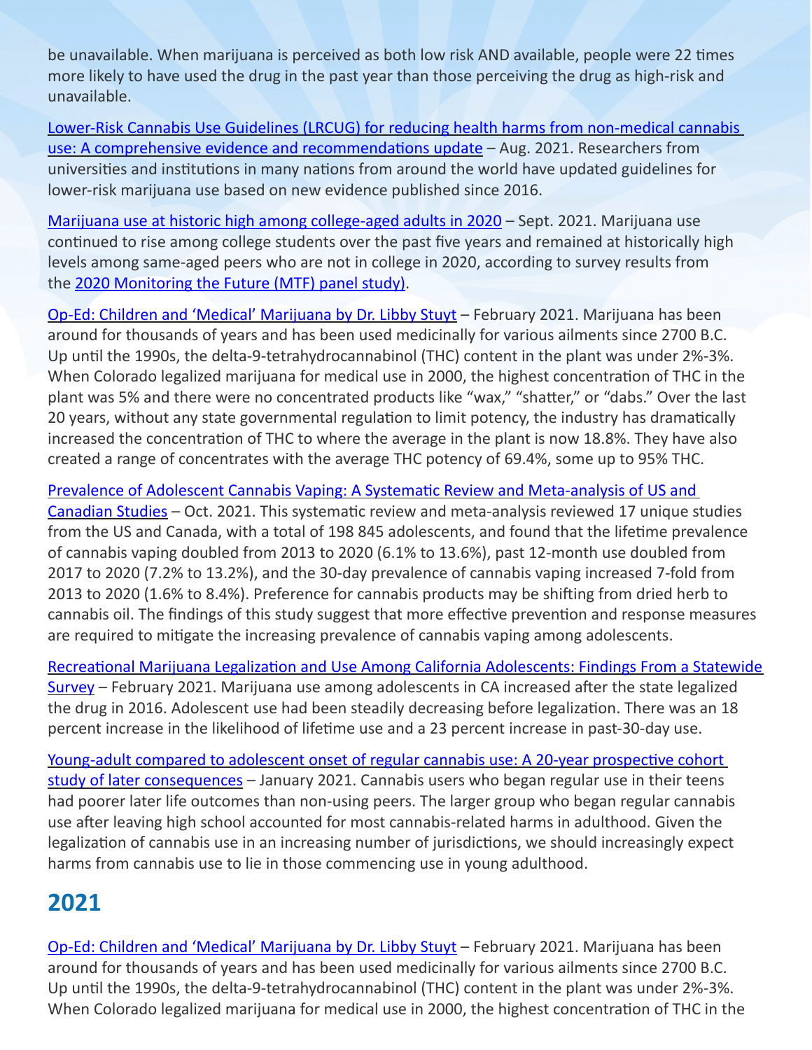be unavailable. When marijuana is perceived as both low risk AND available, people were 22 times more likely to have used the drug in the past year than those perceiving the drug as high-risk and unavailable.

Lower-Risk Cannabis Use Guidelines (LRCUG) for reducing health harms from non-medical cannabis use: A comprehensive evidence and recommendations update – Aug. 2021. Researchers from universities and institutions in many nations from around the world have updated guidelines for lower-risk marijuana use based on new evidence published since 2016.

Marijuana use at historic high among college-aged adults in 2020 – Sept. 2021. Marijuana use continued to rise among college students over the past five years and remained at historically high levels among same-aged peers who are not in college in 2020, according to survey results from the 2020 Monitoring the Future (MTF) panel study).

Op-Ed: Children and 'Medical' Marijuana by Dr. Libby Stuyt – February 2021. Marijuana has been around for thousands of years and has been used medicinally for various ailments since 2700 B.C. Up until the 1990s, the delta-9-tetrahydrocannabinol (THC) content in the plant was under 2%-3%. When Colorado legalized marijuana for medical use in 2000, the highest concentration of THC in the plant was 5% and there were no concentrated products like "wax," "shatter," or "dabs." Over the last 20 years, without any state governmental regulation to limit potency, the industry has dramatically increased the concentration of THC to where the average in the plant is now 18.8%. They have also created a range of concentrates with the average THC potency of 69.4%, some up to 95% THC.

Prevalence of Adolescent Cannabis Vaping: A Systematic Review and Meta-analysis of US and Canadian Studies – Oct. 2021. This systematic review and meta-analysis reviewed 17 unique studies from the US and Canada, with a total of 198 845 adolescents, and found that the lifetime prevalence of cannabis vaping doubled from 2013 to 2020 (6.1% to 13.6%), past 12-month use doubled from 2017 to 2020 (7.2% to 13.2%), and the 30-day prevalence of cannabis vaping increased 7-fold from 2013 to 2020 (1.6% to 8.4%). Preference for cannabis products may be shifting from dried herb to cannabis oil. The findings of this study suggest that more effective prevention and response measures are required to mitigate the increasing prevalence of cannabis vaping among adolescents.

Recreational Marijuana Legalization and Use Among California Adolescents: Findings From a Statewide Survey – February 2021. Marijuana use among adolescents in CA increased after the state legalized the drug in 2016. Adolescent use had been steadily decreasing before legalization. There was an 18 percent increase in the likelihood of lifetime use and a 23 percent increase in past-30-day use.

Young-adult compared to adolescent onset of regular cannabis use: A 20-year prospective cohort study of later consequences – January 2021. Cannabis users who began regular use in their teens had poorer later life outcomes than non-using peers. The larger group who began regular cannabis use after leaving high school accounted for most cannabis-related harms in adulthood. Given the legalization of cannabis use in an increasing number of jurisdictions, we should increasingly expect harms from cannabis use to lie in those commencing use in young adulthood.

## 2021

Op-Ed: Children and 'Medical' Marijuana by Dr. Libby Stuyt – February 2021. Marijuana has been around for thousands of years and has been used medicinally for various ailments since 2700 B.C. Up until the 1990s, the delta-9-tetrahydrocannabinol (THC) content in the plant was under 2%-3%. When Colorado legalized marijuana for medical use in 2000, the highest concentration of THC in the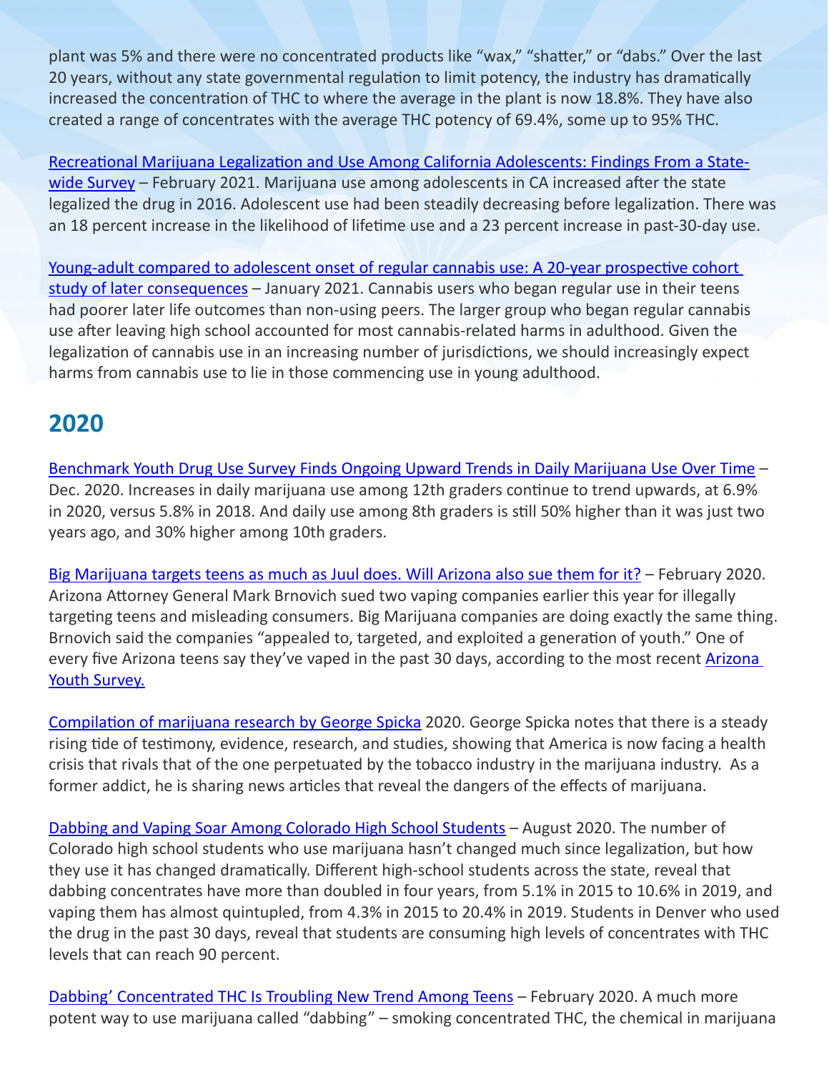plant was 5% and there were no concentrated products like "wax," "shatter," or "dabs." Over the last 20 years, without any state governmental regulation to limit potency, the industry has dramatically increased the concentration of THC to where the average in the plant is now 18.8%. They have also created a range of concentrates with the average THC potency of 69.4%, some up to 95% THC.

[Recreational Marijuana Legalization and Use Among California Adolescents: Findings From a State-wide Survey]() – February 2021. Marijuana use among adolescents in CA increased after the state legalized the drug in 2016. Adolescent use had been steadily decreasing before legalization. There was an 18 percent increase in the likelihood of lifetime use and a 23 percent increase in past-30-day use.

[Young-adult compared to adolescent onset of regular cannabis use: A 20-year prospective cohort study of later consequences]() – January 2021. Cannabis users who began regular use in their teens had poorer later life outcomes than non-using peers. The larger group who began regular cannabis use after leaving high school accounted for most cannabis-related harms in adulthood. Given the legalization of cannabis use in an increasing number of jurisdictions, we should increasingly expect harms from cannabis use to lie in those commencing use in young adulthood.

## 2020

[Benchmark Youth Drug Use Survey Finds Ongoing Upward Trends in Daily Marijuana Use Over Time]() – Dec. 2020. Increases in daily marijuana use among 12th graders continue to trend upwards, at 6.9% in 2020, versus 5.8% in 2018. And daily use among 8th graders is still 50% higher than it was just two years ago, and 30% higher among 10th graders.

[Big Marijuana targets teens as much as Juul does. Will Arizona also sue them for it?]() – February 2020. Arizona Attorney General Mark Brnovich sued two vaping companies earlier this year for illegally targeting teens and misleading consumers. Big Marijuana companies are doing exactly the same thing. Brnovich said the companies "appealed to, targeted, and exploited a generation of youth." One of every five Arizona teens say they've vaped in the past 30 days, according to the most recent [Arizona Youth Survey.]()

[Compilation of marijuana research by George Spicka]() 2020. George Spicka notes that there is a steady rising tide of testimony, evidence, research, and studies, showing that America is now facing a health crisis that rivals that of the one perpetuated by the tobacco industry in the marijuana industry. As a former addict, he is sharing news articles that reveal the dangers of the effects of marijuana.

[Dabbing and Vaping Soar Among Colorado High School Students]() – August 2020. The number of Colorado high school students who use marijuana hasn't changed much since legalization, but how they use it has changed dramatically. Different high-school students across the state, reveal that dabbing concentrates have more than doubled in four years, from 5.1% in 2015 to 10.6% in 2019, and vaping them has almost quintupled, from 4.3% in 2015 to 20.4% in 2019. Students in Denver who used the drug in the past 30 days, reveal that students are consuming high levels of concentrates with THC levels that can reach 90 percent.

[Dabbing' Concentrated THC Is Troubling New Trend Among Teens]() – February 2020. A much more potent way to use marijuana called "dabbing" – smoking concentrated THC, the chemical in marijuana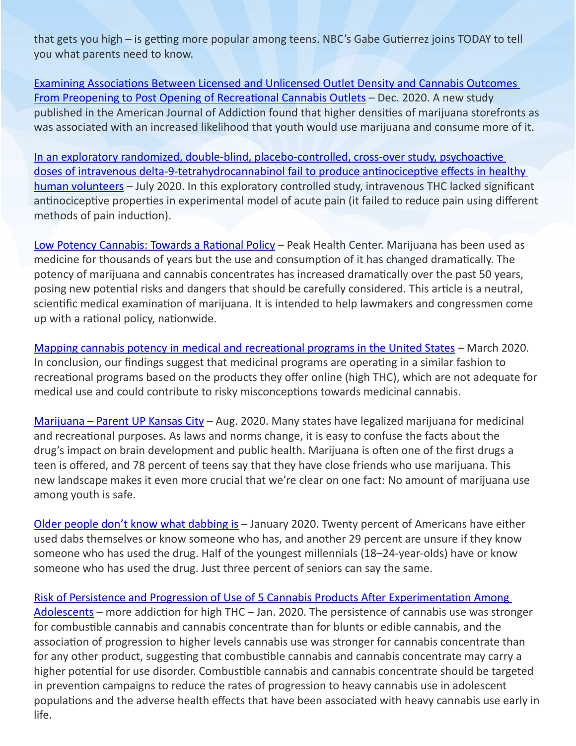that gets you high – is getting more popular among teens. NBC's Gabe Gutierrez joins TODAY to tell you what parents need to know.

Examining Associations Between Licensed and Unlicensed Outlet Density and Cannabis Outcomes From Preopening to Post Opening of Recreational Cannabis Outlets – Dec. 2020. A new study published in the American Journal of Addiction found that higher densities of marijuana storefronts as was associated with an increased likelihood that youth would use marijuana and consume more of it.

In an exploratory randomized, double-blind, placebo-controlled, cross-over study, psychoactive doses of intravenous delta-9-tetrahydrocannabinol fail to produce antinociceptive effects in healthy human volunteers – July 2020. In this exploratory controlled study, intravenous THC lacked significant antinociceptive properties in experimental model of acute pain (it failed to reduce pain using different methods of pain induction).

Low Potency Cannabis: Towards a Rational Policy – Peak Health Center. Marijuana has been used as medicine for thousands of years but the use and consumption of it has changed dramatically. The potency of marijuana and cannabis concentrates has increased dramatically over the past 50 years, posing new potential risks and dangers that should be carefully considered. This article is a neutral, scientific medical examination of marijuana. It is intended to help lawmakers and congressmen come up with a rational policy, nationwide.

Mapping cannabis potency in medical and recreational programs in the United States – March 2020. In conclusion, our findings suggest that medicinal programs are operating in a similar fashion to recreational programs based on the products they offer online (high THC), which are not adequate for medical use and could contribute to risky misconceptions towards medicinal cannabis.

Marijuana – Parent UP Kansas City – Aug. 2020. Many states have legalized marijuana for medicinal and recreational purposes. As laws and norms change, it is easy to confuse the facts about the drug's impact on brain development and public health. Marijuana is often one of the first drugs a teen is offered, and 78 percent of teens say that they have close friends who use marijuana. This new landscape makes it even more crucial that we're clear on one fact: No amount of marijuana use among youth is safe.

Older people don't know what dabbing is – January 2020. Twenty percent of Americans have either used dabs themselves or know someone who has, and another 29 percent are unsure if they know someone who has used the drug. Half of the youngest millennials (18–24-year-olds) have or know someone who has used the drug. Just three percent of seniors can say the same.

Risk of Persistence and Progression of Use of 5 Cannabis Products After Experimentation Among Adolescents – more addiction for high THC – Jan. 2020. The persistence of cannabis use was stronger for combustible cannabis and cannabis concentrate than for blunts or edible cannabis, and the association of progression to higher levels cannabis use was stronger for cannabis concentrate than for any other product, suggesting that combustible cannabis and cannabis concentrate may carry a higher potential for use disorder. Combustible cannabis and cannabis concentrate should be targeted in prevention campaigns to reduce the rates of progression to heavy cannabis use in adolescent populations and the adverse health effects that have been associated with heavy cannabis use early in life.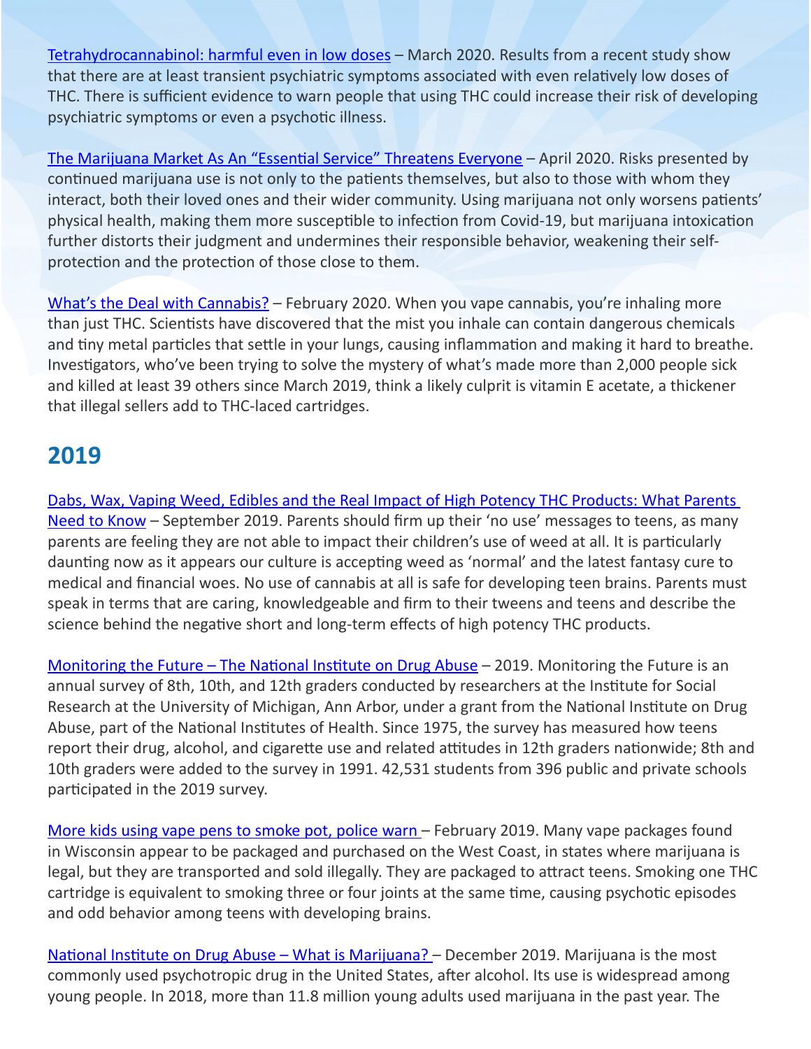Tetrahydrocannabinol: harmful even in low doses – March 2020. Results from a recent study show that there are at least transient psychiatric symptoms associated with even relatively low doses of THC. There is sufficient evidence to warn people that using THC could increase their risk of developing psychiatric symptoms or even a psychotic illness.

The Marijuana Market As An "Essential Service" Threatens Everyone – April 2020. Risks presented by continued marijuana use is not only to the patients themselves, but also to those with whom they interact, both their loved ones and their wider community. Using marijuana not only worsens patients' physical health, making them more susceptible to infection from Covid-19, but marijuana intoxication further distorts their judgment and undermines their responsible behavior, weakening their self-protection and the protection of those close to them.

What's the Deal with Cannabis? – February 2020. When you vape cannabis, you're inhaling more than just THC. Scientists have discovered that the mist you inhale can contain dangerous chemicals and tiny metal particles that settle in your lungs, causing inflammation and making it hard to breathe. Investigators, who've been trying to solve the mystery of what's made more than 2,000 people sick and killed at least 39 others since March 2019, think a likely culprit is vitamin E acetate, a thickener that illegal sellers add to THC-laced cartridges.

## 2019

Dabs, Wax, Vaping Weed, Edibles and the Real Impact of High Potency THC Products: What Parents Need to Know – September 2019. Parents should firm up their 'no use' messages to teens, as many parents are feeling they are not able to impact their children's use of weed at all. It is particularly daunting now as it appears our culture is accepting weed as 'normal' and the latest fantasy cure to medical and financial woes. No use of cannabis at all is safe for developing teen brains. Parents must speak in terms that are caring, knowledgeable and firm to their tweens and teens and describe the science behind the negative short and long-term effects of high potency THC products.

Monitoring the Future – The National Institute on Drug Abuse – 2019. Monitoring the Future is an annual survey of 8th, 10th, and 12th graders conducted by researchers at the Institute for Social Research at the University of Michigan, Ann Arbor, under a grant from the National Institute on Drug Abuse, part of the National Institutes of Health. Since 1975, the survey has measured how teens report their drug, alcohol, and cigarette use and related attitudes in 12th graders nationwide; 8th and 10th graders were added to the survey in 1991. 42,531 students from 396 public and private schools participated in the 2019 survey.

More kids using vape pens to smoke pot, police warn – February 2019. Many vape packages found in Wisconsin appear to be packaged and purchased on the West Coast, in states where marijuana is legal, but they are transported and sold illegally. They are packaged to attract teens. Smoking one THC cartridge is equivalent to smoking three or four joints at the same time, causing psychotic episodes and odd behavior among teens with developing brains.

National Institute on Drug Abuse – What is Marijuana? – December 2019. Marijuana is the most commonly used psychotropic drug in the United States, after alcohol. Its use is widespread among young people. In 2018, more than 11.8 million young adults used marijuana in the past year. The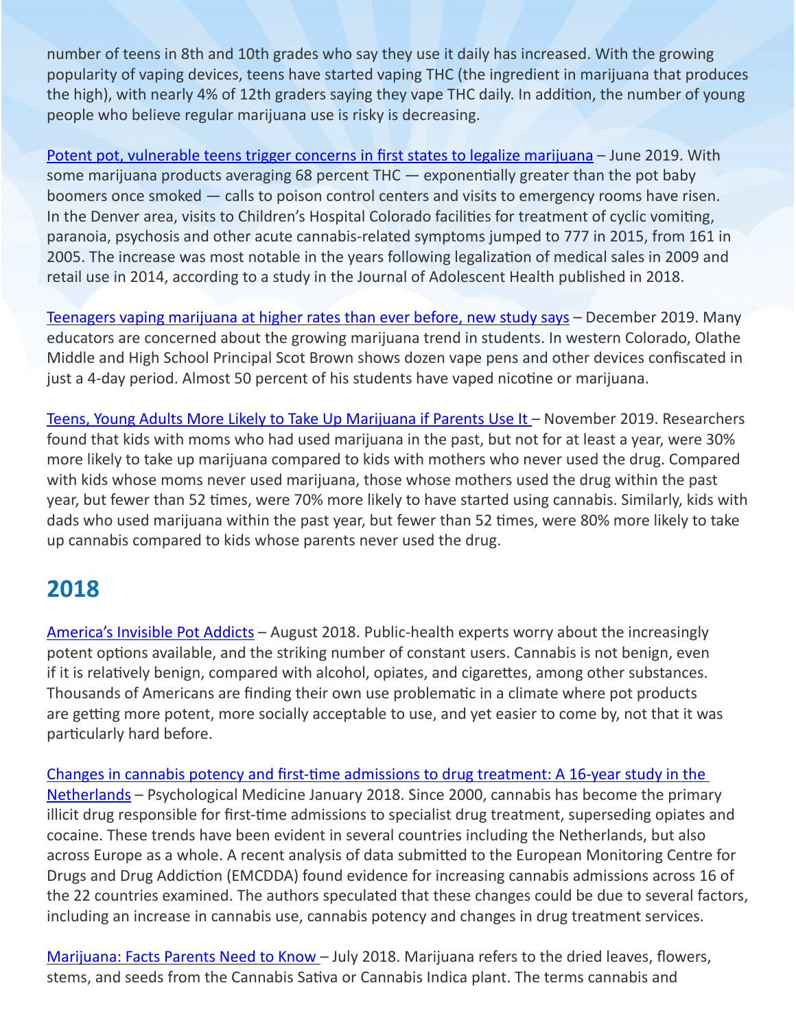number of teens in 8th and 10th grades who say they use it daily has increased. With the growing popularity of vaping devices, teens have started vaping THC (the ingredient in marijuana that produces the high), with nearly 4% of 12th graders saying they vape THC daily. In addition, the number of young people who believe regular marijuana use is risky is decreasing.

Potent pot, vulnerable teens trigger concerns in first states to legalize marijuana – June 2019. With some marijuana products averaging 68 percent THC — exponentially greater than the pot baby boomers once smoked — calls to poison control centers and visits to emergency rooms have risen. In the Denver area, visits to Children's Hospital Colorado facilities for treatment of cyclic vomiting, paranoia, psychosis and other acute cannabis-related symptoms jumped to 777 in 2015, from 161 in 2005. The increase was most notable in the years following legalization of medical sales in 2009 and retail use in 2014, according to a study in the Journal of Adolescent Health published in 2018.

Teenagers vaping marijuana at higher rates than ever before, new study says – December 2019. Many educators are concerned about the growing marijuana trend in students. In western Colorado, Olathe Middle and High School Principal Scot Brown shows dozen vape pens and other devices confiscated in just a 4-day period. Almost 50 percent of his students have vaped nicotine or marijuana.

Teens, Young Adults More Likely to Take Up Marijuana if Parents Use It – November 2019. Researchers found that kids with moms who had used marijuana in the past, but not for at least a year, were 30% more likely to take up marijuana compared to kids with mothers who never used the drug. Compared with kids whose moms never used marijuana, those whose mothers used the drug within the past year, but fewer than 52 times, were 70% more likely to have started using cannabis. Similarly, kids with dads who used marijuana within the past year, but fewer than 52 times, were 80% more likely to take up cannabis compared to kids whose parents never used the drug.

## 2018

America's Invisible Pot Addicts – August 2018. Public-health experts worry about the increasingly potent options available, and the striking number of constant users. Cannabis is not benign, even if it is relatively benign, compared with alcohol, opiates, and cigarettes, among other substances. Thousands of Americans are finding their own use problematic in a climate where pot products are getting more potent, more socially acceptable to use, and yet easier to come by, not that it was particularly hard before.

Changes in cannabis potency and first-time admissions to drug treatment: A 16-year study in the Netherlands – Psychological Medicine January 2018. Since 2000, cannabis has become the primary illicit drug responsible for first-time admissions to specialist drug treatment, superseding opiates and cocaine. These trends have been evident in several countries including the Netherlands, but also across Europe as a whole. A recent analysis of data submitted to the European Monitoring Centre for Drugs and Drug Addiction (EMCDDA) found evidence for increasing cannabis admissions across 16 of the 22 countries examined. The authors speculated that these changes could be due to several factors, including an increase in cannabis use, cannabis potency and changes in drug treatment services.

Marijuana: Facts Parents Need to Know – July 2018. Marijuana refers to the dried leaves, flowers, stems, and seeds from the Cannabis Sativa or Cannabis Indica plant. The terms cannabis and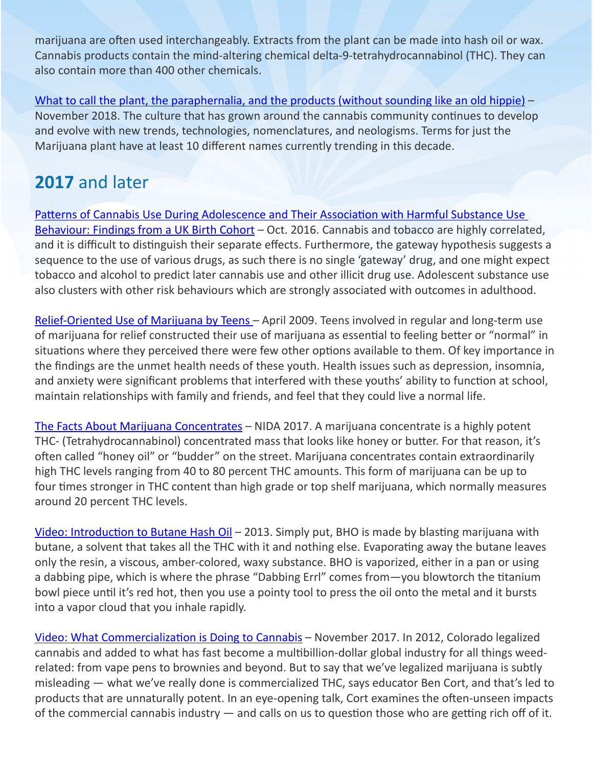marijuana are often used interchangeably. Extracts from the plant can be made into hash oil or wax. Cannabis products contain the mind-altering chemical delta-9-tetrahydrocannabinol (THC). They can also contain more than 400 other chemicals.

What to call the plant, the paraphernalia, and the products (without sounding like an old hippie) – November 2018. The culture that has grown around the cannabis community continues to develop and evolve with new trends, technologies, nomenclatures, and neologisms. Terms for just the Marijuana plant have at least 10 different names currently trending in this decade.

## **2017** and later

Patterns of Cannabis Use During Adolescence and Their Association with Harmful Substance Use Behaviour: Findings from a UK Birth Cohort – Oct. 2016. Cannabis and tobacco are highly correlated, and it is difficult to distinguish their separate effects. Furthermore, the gateway hypothesis suggests a sequence to the use of various drugs, as such there is no single 'gateway' drug, and one might expect tobacco and alcohol to predict later cannabis use and other illicit drug use. Adolescent substance use also clusters with other risk behaviours which are strongly associated with outcomes in adulthood.

Relief-Oriented Use of Marijuana by Teens – April 2009. Teens involved in regular and long-term use of marijuana for relief constructed their use of marijuana as essential to feeling better or "normal" in situations where they perceived there were few other options available to them. Of key importance in the findings are the unmet health needs of these youth. Health issues such as depression, insomnia, and anxiety were significant problems that interfered with these youths' ability to function at school, maintain relationships with family and friends, and feel that they could live a normal life.

The Facts About Marijuana Concentrates – NIDA 2017. A marijuana concentrate is a highly potent THC- (Tetrahydrocannabinol) concentrated mass that looks like honey or butter. For that reason, it's often called "honey oil" or "budder" on the street. Marijuana concentrates contain extraordinarily high THC levels ranging from 40 to 80 percent THC amounts. This form of marijuana can be up to four times stronger in THC content than high grade or top shelf marijuana, which normally measures around 20 percent THC levels.

Video: Introduction to Butane Hash Oil – 2013. Simply put, BHO is made by blasting marijuana with butane, a solvent that takes all the THC with it and nothing else. Evaporating away the butane leaves only the resin, a viscous, amber-colored, waxy substance. BHO is vaporized, either in a pan or using a dabbing pipe, which is where the phrase "Dabbing Errl" comes from—you blowtorch the titanium bowl piece until it's red hot, then you use a pointy tool to press the oil onto the metal and it bursts into a vapor cloud that you inhale rapidly.

Video: What Commercialization is Doing to Cannabis – November 2017. In 2012, Colorado legalized cannabis and added to what has fast become a multibillion-dollar global industry for all things weed-related: from vape pens to brownies and beyond. But to say that we've legalized marijuana is subtly misleading — what we've really done is commercialized THC, says educator Ben Cort, and that's led to products that are unnaturally potent. In an eye-opening talk, Cort examines the often-unseen impacts of the commercial cannabis industry — and calls on us to question those who are getting rich off of it.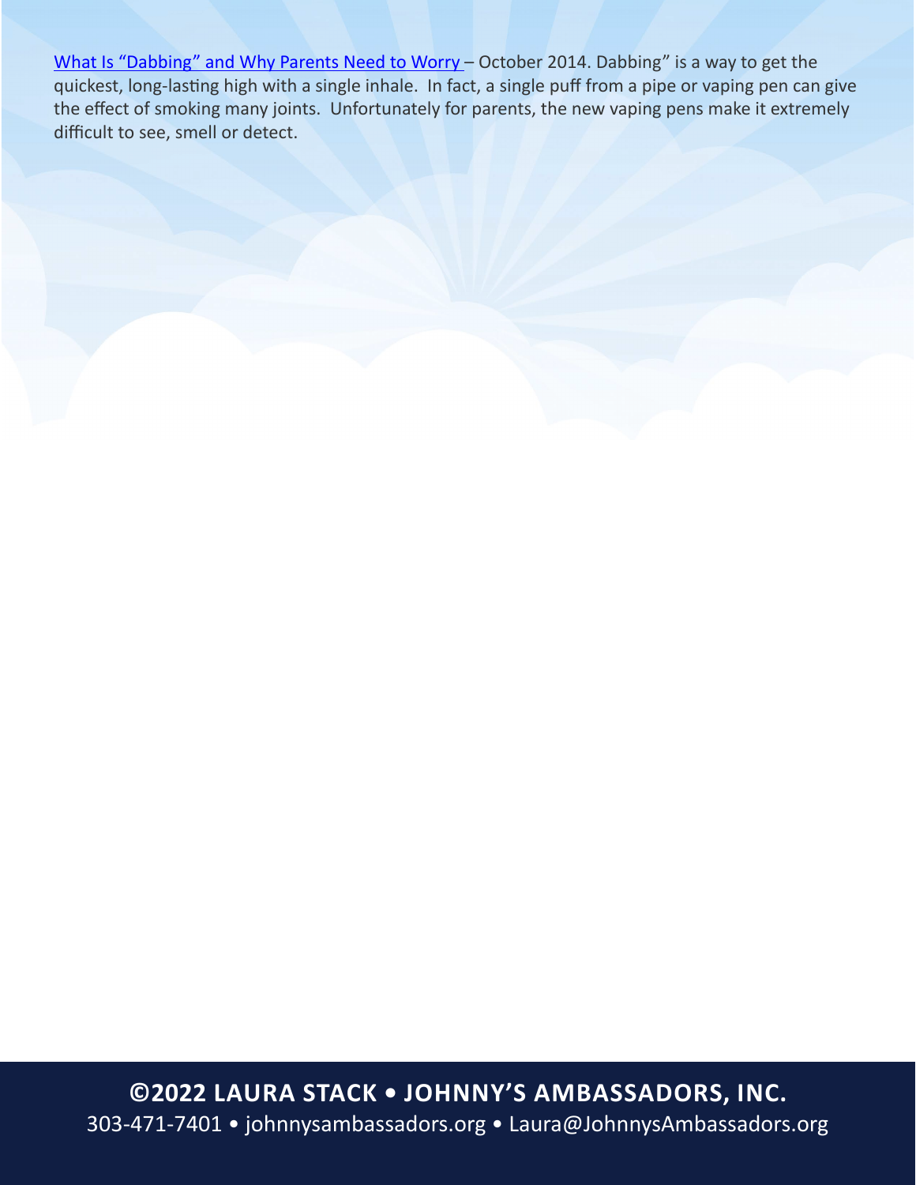What Is "Dabbing" and Why Parents Need to Worry – October 2014. Dabbing" is a way to get the quickest, long-lasting high with a single inhale. In fact, a single puff from a pipe or vaping pen can give the effect of smoking many joints. Unfortunately for parents, the new vaping pens make it extremely difficult to see, smell or detect.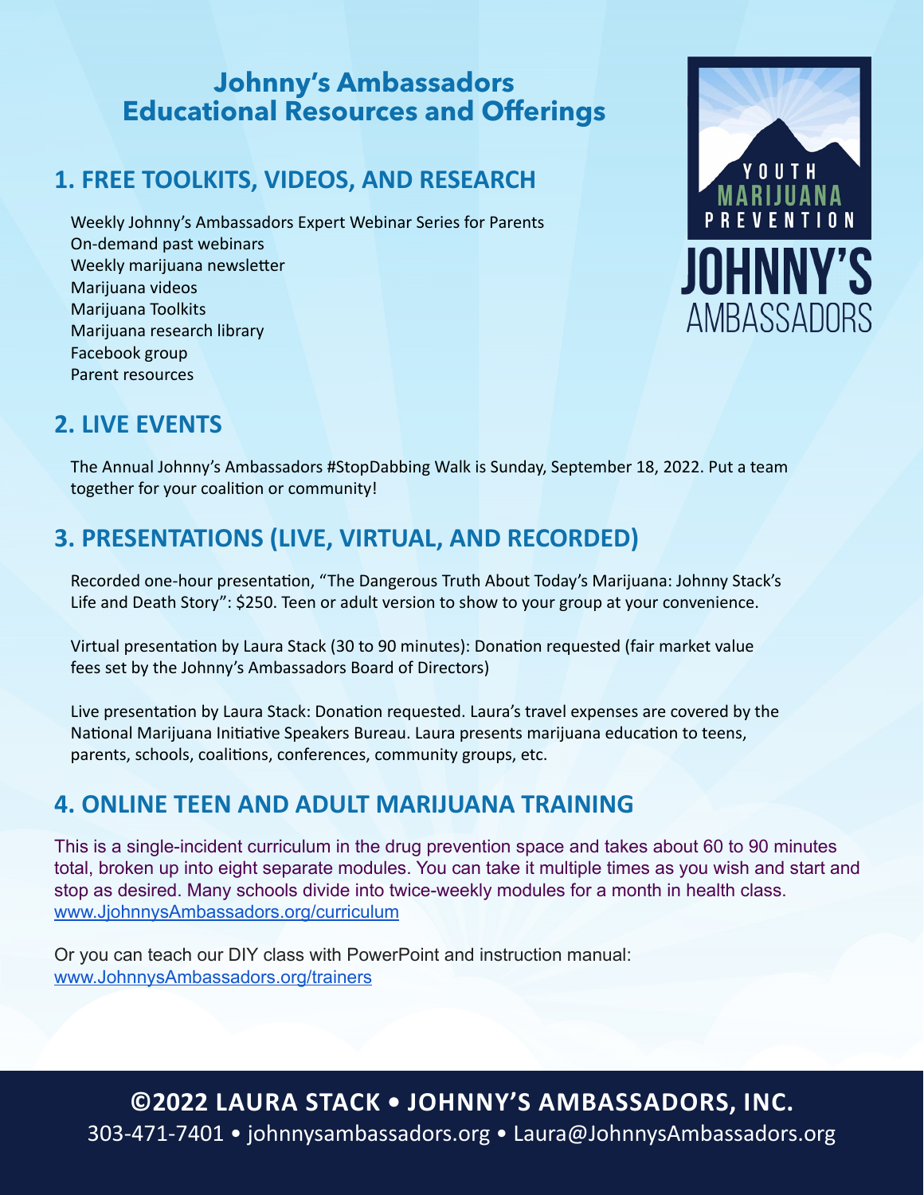# Johnny's Ambassadors Educational Resources and Offerings

YOUTH MARIJUANA PREVENTION

JOHNNY'S AMBASSADORS

## 1. FREE TOOLKITS, VIDEOS, AND RESEARCH

Weekly Johnny's Ambassadors Expert Webinar Series for Parents
On-demand past webinars
Weekly marijuana newsletter
Marijuana videos
Marijuana Toolkits
Marijuana research library
Facebook group
Parent resources

## 2. LIVE EVENTS

The Annual Johnny's Ambassadors #StopDabbing Walk is Sunday, September 18, 2022. Put a team together for your coalition or community!

## 3. PRESENTATIONS (LIVE, VIRTUAL, AND RECORDED)

Recorded one-hour presentation, "The Dangerous Truth About Today's Marijuana: Johnny Stack's Life and Death Story": $250. Teen or adult version to show to your group at your convenience.

Virtual presentation by Laura Stack (30 to 90 minutes): Donation requested (fair market value fees set by the Johnny's Ambassadors Board of Directors)

Live presentation by Laura Stack: Donation requested. Laura's travel expenses are covered by the National Marijuana Initiative Speakers Bureau. Laura presents marijuana education to teens, parents, schools, coalitions, conferences, community groups, etc.

## 4. ONLINE TEEN AND ADULT MARIJUANA TRAINING

This is a single-incident curriculum in the drug prevention space and takes about 60 to 90 minutes total, broken up into eight separate modules. You can take it multiple times as you wish and start and stop as desired. Many schools divide into twice-weekly modules for a month in health class.
www.JjohnnysAmbassadors.org/curriculum

Or you can teach our DIY class with PowerPoint and instruction manual:
www.JohnnysAmbassadors.org/trainers

**©2022 LAURA STACK • JOHNNY'S AMBASSADORS, INC.**
303-471-7401 • johnnysambassadors.org • Laura@JohnnysAmbassadors.org